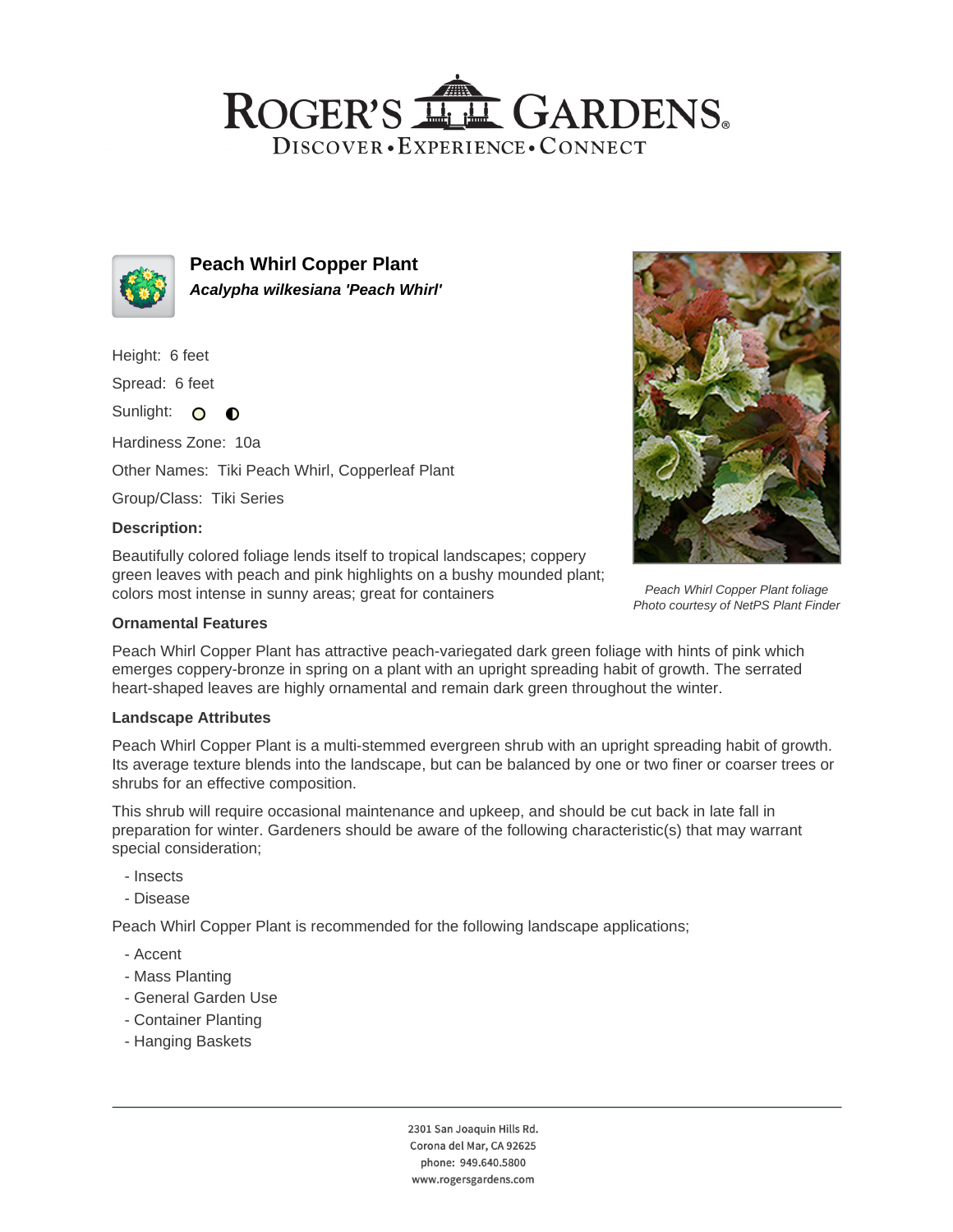# ROGER'S GARDENS

DISCOVER • EXPERIENCE • CONNECT

## Peach Whirl Copper Plant

***Acalypha wilkesiana 'Peach Whirl'***

Height: 6 feet

Spread: 6 feet

Sunlight:

Hardiness Zone: 10a

Other Names: Tiki Peach Whirl, Copperleaf Plant

Group/Class: Tiki Series

### Description:

Beautifully colored foliage lends itself to tropical landscapes; coppery green leaves with peach and pink highlights on a bushy mounded plant; colors most intense in sunny areas; great for containers

*Peach Whirl Copper Plant foliage*
*Photo courtesy of NetPS Plant Finder*

### Ornamental Features

Peach Whirl Copper Plant has attractive peach-variegated dark green foliage with hints of pink which emerges coppery-bronze in spring on a plant with an upright spreading habit of growth. The serrated heart-shaped leaves are highly ornamental and remain dark green throughout the winter.

### Landscape Attributes

Peach Whirl Copper Plant is a multi-stemmed evergreen shrub with an upright spreading habit of growth. Its average texture blends into the landscape, but can be balanced by one or two finer or coarser trees or shrubs for an effective composition.

This shrub will require occasional maintenance and upkeep, and should be cut back in late fall in preparation for winter. Gardeners should be aware of the following characteristic(s) that may warrant special consideration;

- Insects
- Disease

Peach Whirl Copper Plant is recommended for the following landscape applications;

- Accent
- Mass Planting
- General Garden Use
- Container Planting
- Hanging Baskets

2301 San Joaquin Hills Rd.
Corona del Mar, CA 92625
phone: 949.640.5800
www.rogersgardens.com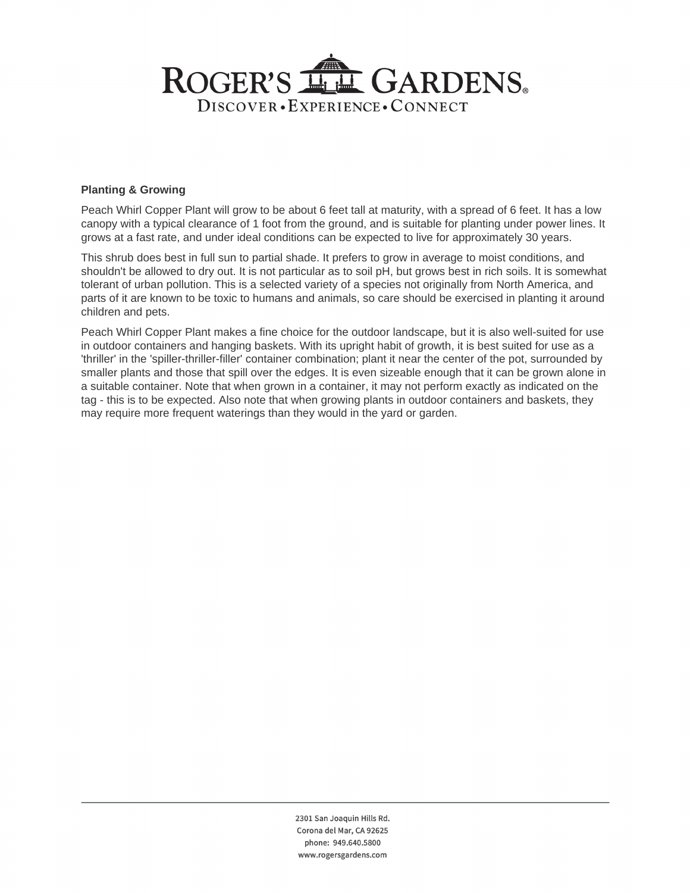**Planting & Growing**

Peach Whirl Copper Plant will grow to be about 6 feet tall at maturity, with a spread of 6 feet. It has a low canopy with a typical clearance of 1 foot from the ground, and is suitable for planting under power lines. It grows at a fast rate, and under ideal conditions can be expected to live for approximately 30 years.

This shrub does best in full sun to partial shade. It prefers to grow in average to moist conditions, and shouldn't be allowed to dry out. It is not particular as to soil pH, but grows best in rich soils. It is somewhat tolerant of urban pollution. This is a selected variety of a species not originally from North America, and parts of it are known to be toxic to humans and animals, so care should be exercised in planting it around children and pets.

Peach Whirl Copper Plant makes a fine choice for the outdoor landscape, but it is also well-suited for use in outdoor containers and hanging baskets. With its upright habit of growth, it is best suited for use as a 'thriller' in the 'spiller-thriller-filler' container combination; plant it near the center of the pot, surrounded by smaller plants and those that spill over the edges. It is even sizeable enough that it can be grown alone in a suitable container. Note that when grown in a container, it may not perform exactly as indicated on the tag - this is to be expected. Also note that when growing plants in outdoor containers and baskets, they may require more frequent waterings than they would in the yard or garden.